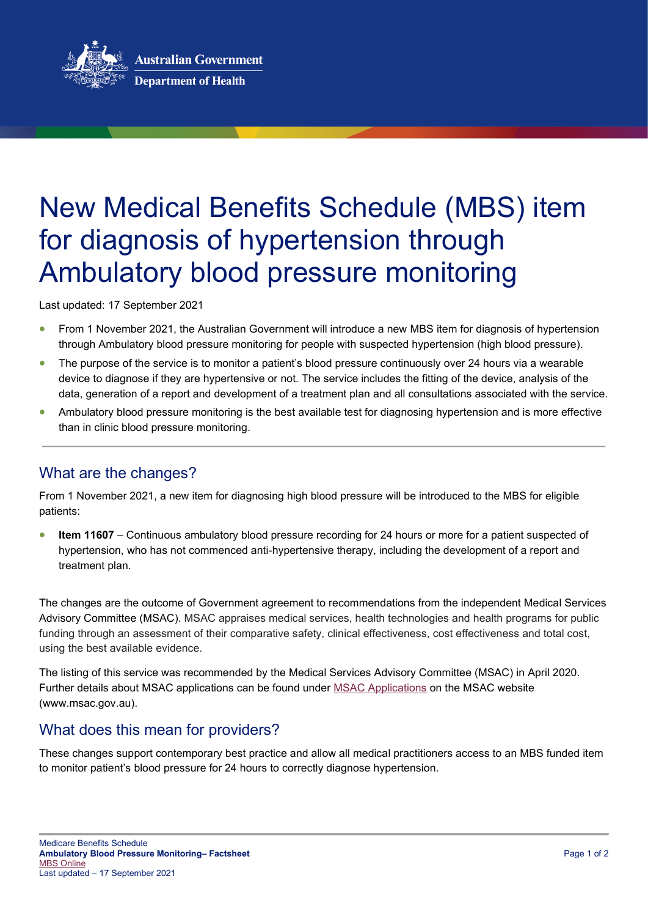Australian Government

Department of Health

# New Medical Benefits Schedule (MBS) item for diagnosis of hypertension through Ambulatory blood pressure monitoring

Last updated: 17 September 2021

- From 1 November 2021, the Australian Government will introduce a new MBS item for diagnosis of hypertension through Ambulatory blood pressure monitoring for people with suspected hypertension (high blood pressure).
- The purpose of the service is to monitor a patient's blood pressure continuously over 24 hours via a wearable device to diagnose if they are hypertensive or not. The service includes the fitting of the device, analysis of the data, generation of a report and development of a treatment plan and all consultations associated with the service.
- Ambulatory blood pressure monitoring is the best available test for diagnosing hypertension and is more effective than in clinic blood pressure monitoring.

---

## What are the changes?

From 1 November 2021, a new item for diagnosing high blood pressure will be introduced to the MBS for eligible patients:

- **Item 11607** – Continuous ambulatory blood pressure recording for 24 hours or more for a patient suspected of hypertension, who has not commenced anti-hypertensive therapy, including the development of a report and treatment plan.

The changes are the outcome of Government agreement to recommendations from the independent Medical Services Advisory Committee (MSAC). MSAC appraises medical services, health technologies and health programs for public funding through an assessment of their comparative safety, clinical effectiveness, cost effectiveness and total cost, using the best available evidence.

The listing of this service was recommended by the Medical Services Advisory Committee (MSAC) in April 2020. Further details about MSAC applications can be found under MSAC Applications on the MSAC website (www.msac.gov.au).

## What does this mean for providers?

These changes support contemporary best practice and allow all medical practitioners access to an MBS funded item to monitor patient's blood pressure for 24 hours to correctly diagnose hypertension.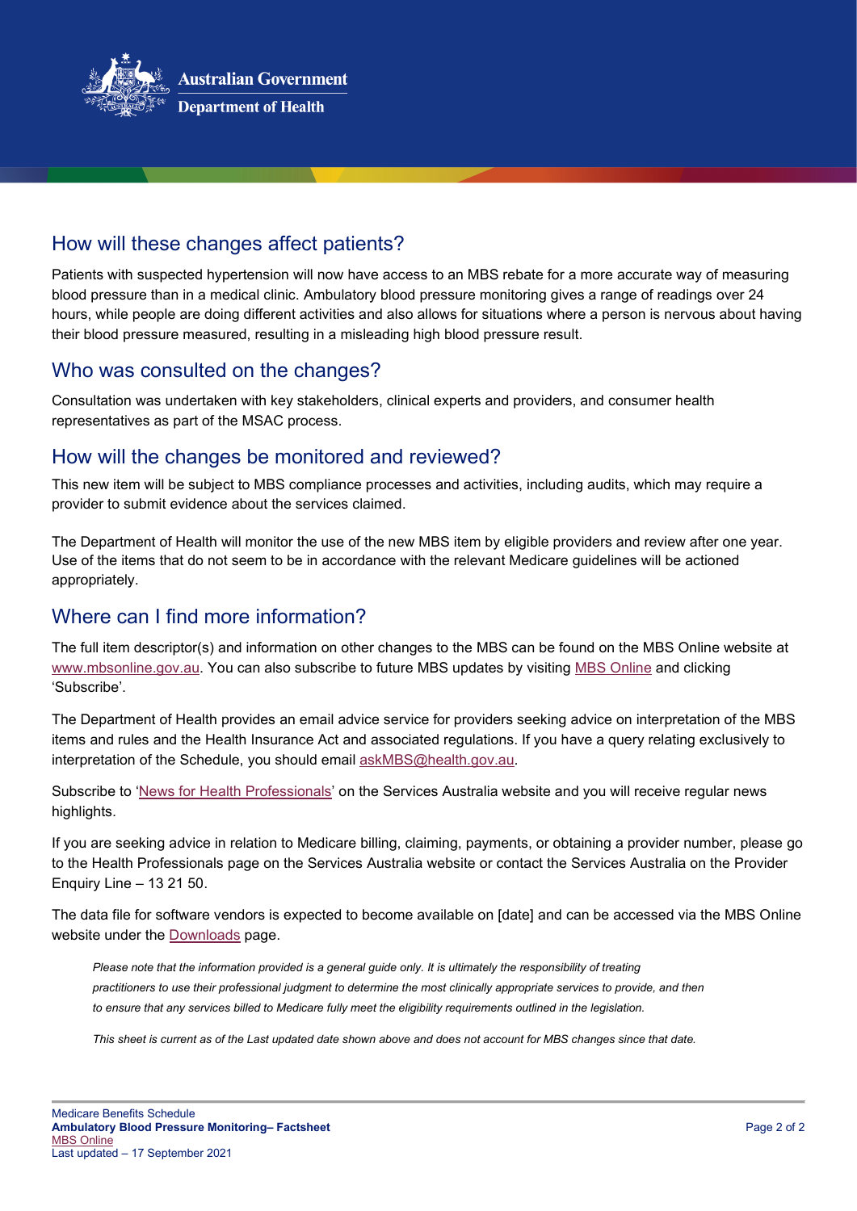## How will these changes affect patients?

Patients with suspected hypertension will now have access to an MBS rebate for a more accurate way of measuring blood pressure than in a medical clinic. Ambulatory blood pressure monitoring gives a range of readings over 24 hours, while people are doing different activities and also allows for situations where a person is nervous about having their blood pressure measured, resulting in a misleading high blood pressure result.

## Who was consulted on the changes?

Consultation was undertaken with key stakeholders, clinical experts and providers, and consumer health representatives as part of the MSAC process.

## How will the changes be monitored and reviewed?

This new item will be subject to MBS compliance processes and activities, including audits, which may require a provider to submit evidence about the services claimed.

The Department of Health will monitor the use of the new MBS item by eligible providers and review after one year. Use of the items that do not seem to be in accordance with the relevant Medicare guidelines will be actioned appropriately.

## Where can I find more information?

The full item descriptor(s) and information on other changes to the MBS can be found on the MBS Online website at www.mbsonline.gov.au. You can also subscribe to future MBS updates by visiting MBS Online and clicking 'Subscribe'.

The Department of Health provides an email advice service for providers seeking advice on interpretation of the MBS items and rules and the Health Insurance Act and associated regulations. If you have a query relating exclusively to interpretation of the Schedule, you should email askMBS@health.gov.au.

Subscribe to 'News for Health Professionals' on the Services Australia website and you will receive regular news highlights.

If you are seeking advice in relation to Medicare billing, claiming, payments, or obtaining a provider number, please go to the Health Professionals page on the Services Australia website or contact the Services Australia on the Provider Enquiry Line – 13 21 50.

The data file for software vendors is expected to become available on [date] and can be accessed via the MBS Online website under the Downloads page.

*Please note that the information provided is a general guide only. It is ultimately the responsibility of treating practitioners to use their professional judgment to determine the most clinically appropriate services to provide, and then to ensure that any services billed to Medicare fully meet the eligibility requirements outlined in the legislation.*

*This sheet is current as of the Last updated date shown above and does not account for MBS changes since that date.*

Medicare Benefits Schedule
**Ambulatory Blood Pressure Monitoring– Factsheet**
MBS Online
Last updated – 17 September 2021